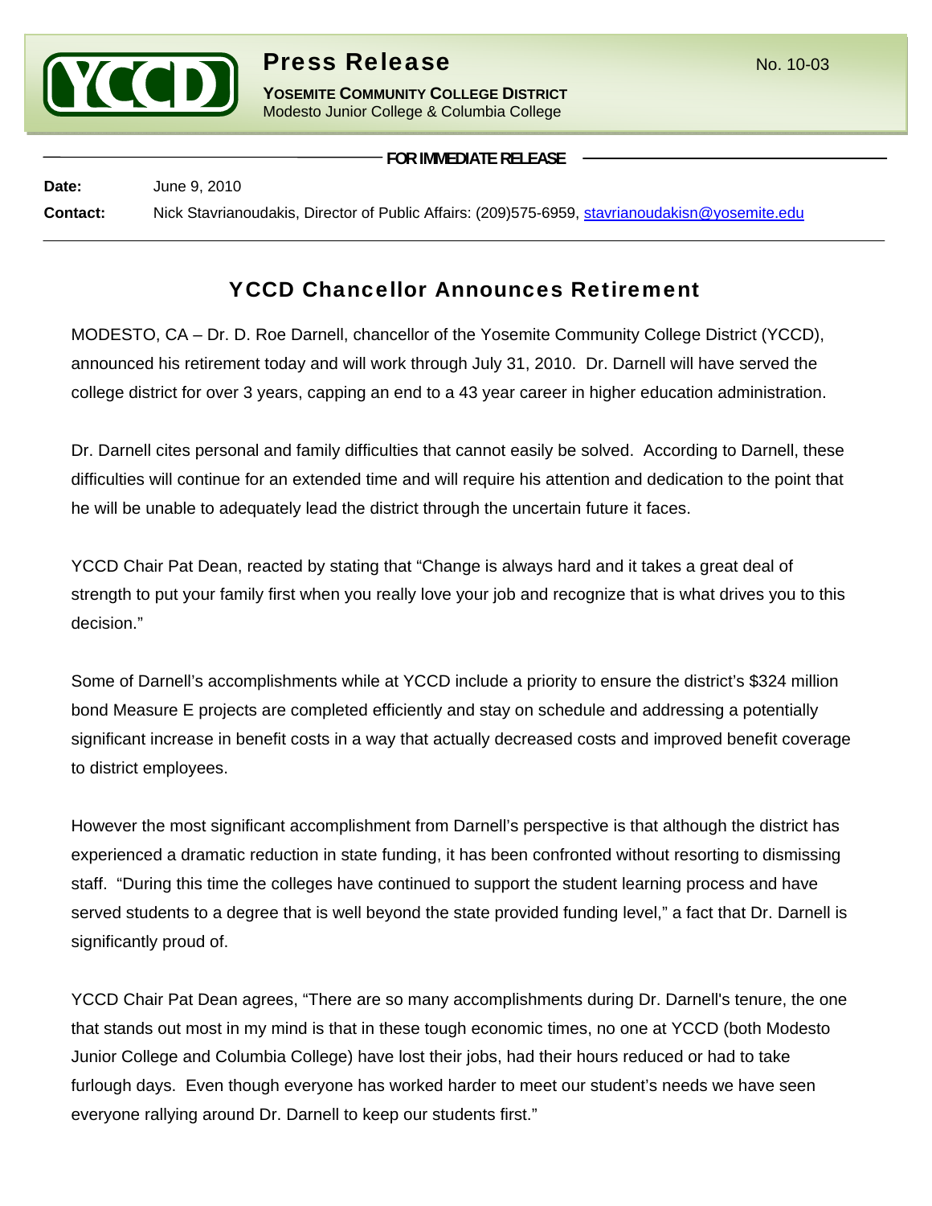# Press Release

No. 10-03

**YOSEMITE COMMUNITY COLLEGE DISTRICT**
Modesto Junior College & Columbia College

**FOR IMMEDIATE RELEASE**

**Date:** June 9, 2010

**Contact:** Nick Stavrianoudakis, Director of Public Affairs: (209)575-6959, stavrianoudakisn@yosemite.edu

## YCCD Chancellor Announces Retirement

MODESTO, CA – Dr. D. Roe Darnell, chancellor of the Yosemite Community College District (YCCD), announced his retirement today and will work through July 31, 2010. Dr. Darnell will have served the college district for over 3 years, capping an end to a 43 year career in higher education administration.

Dr. Darnell cites personal and family difficulties that cannot easily be solved. According to Darnell, these difficulties will continue for an extended time and will require his attention and dedication to the point that he will be unable to adequately lead the district through the uncertain future it faces.

YCCD Chair Pat Dean, reacted by stating that "Change is always hard and it takes a great deal of strength to put your family first when you really love your job and recognize that is what drives you to this decision."

Some of Darnell's accomplishments while at YCCD include a priority to ensure the district's $324 million bond Measure E projects are completed efficiently and stay on schedule and addressing a potentially significant increase in benefit costs in a way that actually decreased costs and improved benefit coverage to district employees.

However the most significant accomplishment from Darnell's perspective is that although the district has experienced a dramatic reduction in state funding, it has been confronted without resorting to dismissing staff. "During this time the colleges have continued to support the student learning process and have served students to a degree that is well beyond the state provided funding level," a fact that Dr. Darnell is significantly proud of.

YCCD Chair Pat Dean agrees, "There are so many accomplishments during Dr. Darnell's tenure, the one that stands out most in my mind is that in these tough economic times, no one at YCCD (both Modesto Junior College and Columbia College) have lost their jobs, had their hours reduced or had to take furlough days. Even though everyone has worked harder to meet our student's needs we have seen everyone rallying around Dr. Darnell to keep our students first."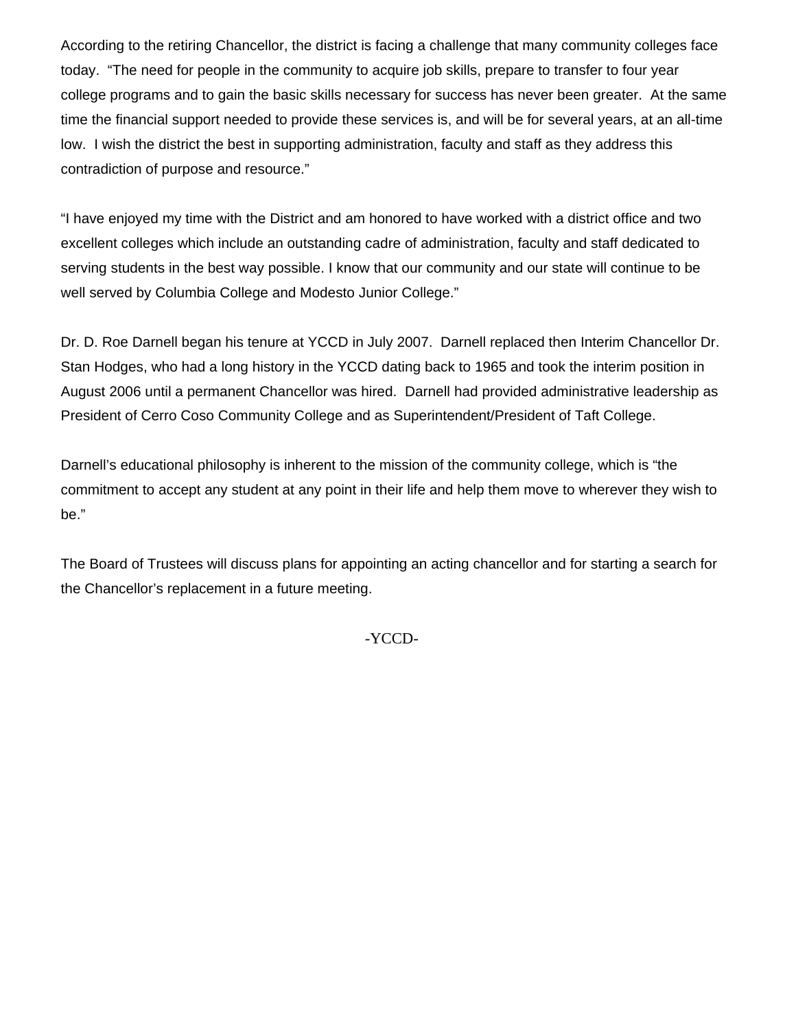According to the retiring Chancellor, the district is facing a challenge that many community colleges face today. “The need for people in the community to acquire job skills, prepare to transfer to four year college programs and to gain the basic skills necessary for success has never been greater. At the same time the financial support needed to provide these services is, and will be for several years, at an all-time low. I wish the district the best in supporting administration, faculty and staff as they address this contradiction of purpose and resource.”

“I have enjoyed my time with the District and am honored to have worked with a district office and two excellent colleges which include an outstanding cadre of administration, faculty and staff dedicated to serving students in the best way possible. I know that our community and our state will continue to be well served by Columbia College and Modesto Junior College.”

Dr. D. Roe Darnell began his tenure at YCCD in July 2007. Darnell replaced then Interim Chancellor Dr. Stan Hodges, who had a long history in the YCCD dating back to 1965 and took the interim position in August 2006 until a permanent Chancellor was hired. Darnell had provided administrative leadership as President of Cerro Coso Community College and as Superintendent/President of Taft College.

Darnell’s educational philosophy is inherent to the mission of the community college, which is “the commitment to accept any student at any point in their life and help them move to wherever they wish to be.”

The Board of Trustees will discuss plans for appointing an acting chancellor and for starting a search for the Chancellor’s replacement in a future meeting.

-YCCD-